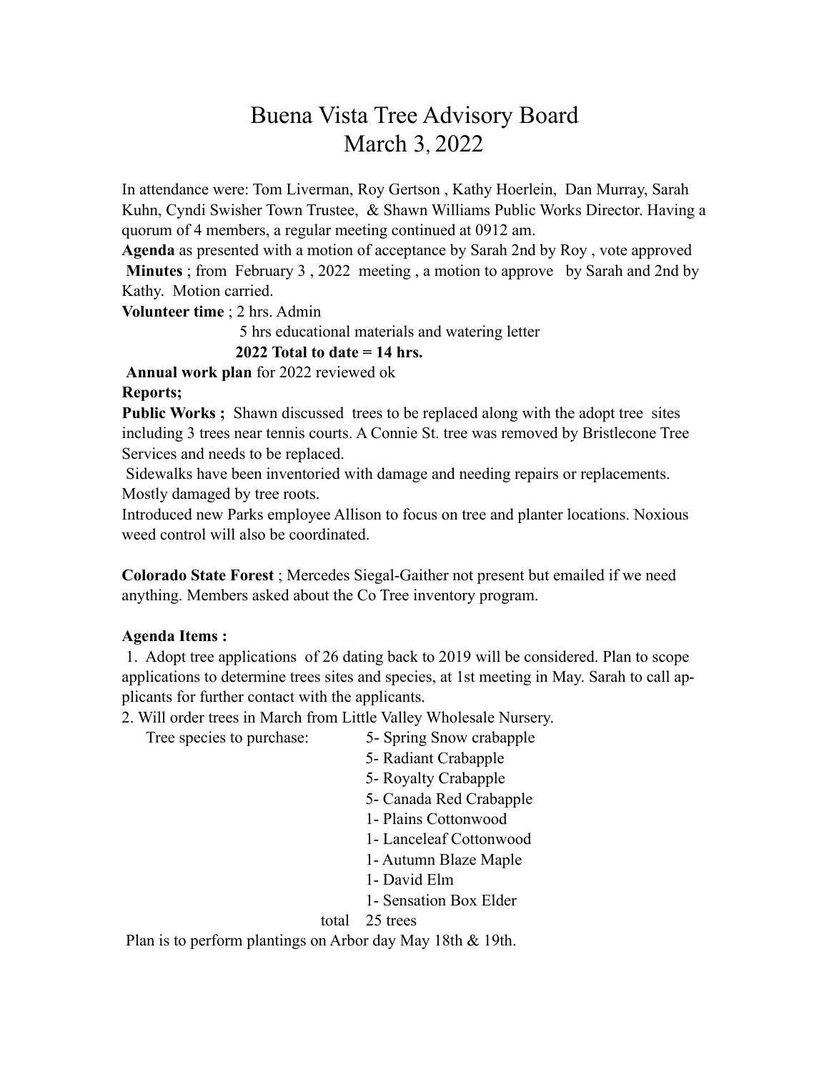# Buena Vista Tree Advisory Board
# March 3, 2022

In attendance were: Tom Liverman, Roy Gertson , Kathy Hoerlein, Dan Murray, Sarah Kuhn, Cyndi Swisher Town Trustee, & Shawn Williams Public Works Director. Having a quorum of 4 members, a regular meeting continued at 0912 am.

**Agenda** as presented with a motion of acceptance by Sarah 2nd by Roy , vote approved

**Minutes** ; from February 3 , 2022 meeting , a motion to approve by Sarah and 2nd by Kathy. Motion carried.

**Volunteer time** ; 2 hrs. Admin

5 hrs educational materials and watering letter

**2022 Total to date = 14 hrs.**

**Annual work plan** for 2022 reviewed ok

**Reports;**

**Public Works ;** Shawn discussed trees to be replaced along with the adopt tree sites including 3 trees near tennis courts. A Connie St. tree was removed by Bristlecone Tree Services and needs to be replaced.

Sidewalks have been inventoried with damage and needing repairs or replacements. Mostly damaged by tree roots.

Introduced new Parks employee Allison to focus on tree and planter locations. Noxious weed control will also be coordinated.

**Colorado State Forest** ; Mercedes Siegal-Gaither not present but emailed if we need anything. Members asked about the Co Tree inventory program.

**Agenda Items :**

1. Adopt tree applications of 26 dating back to 2019 will be considered. Plan to scope applications to determine trees sites and species, at 1st meeting in May. Sarah to call applicants for further contact with the applicants.
2. Will order trees in March from Little Valley Wholesale Nursery.

Tree species to purchase:

- 5- Spring Snow crabapple
- 5- Radiant Crabapple
- 5- Royalty Crabapple
- 5- Canada Red Crabapple
- 1- Plains Cottonwood
- 1- Lanceleaf Cottonwood
- 1- Autumn Blaze Maple
- 1- David Elm
- 1- Sensation Box Elder

total 25 trees

Plan is to perform plantings on Arbor day May 18th & 19th.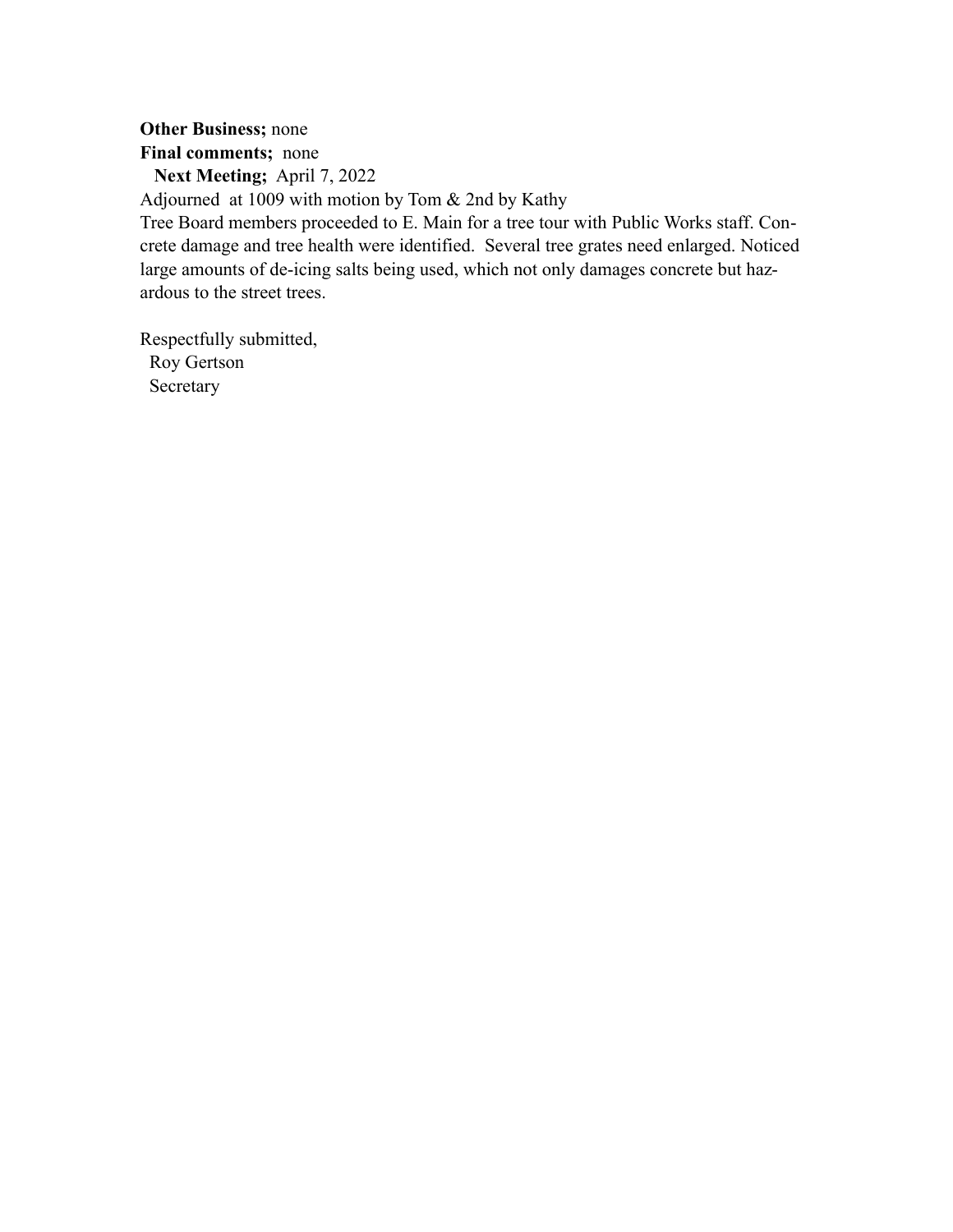**Other Business;** none
**Final comments;** none
**Next Meeting;** April 7, 2022
Adjourned at 1009 with motion by Tom & 2nd by Kathy
Tree Board members proceeded to E. Main for a tree tour with Public Works staff. Concrete damage and tree health were identified. Several tree grates need enlarged. Noticed large amounts of de-icing salts being used, which not only damages concrete but hazardous to the street trees.

Respectfully submitted,
Roy Gertson
Secretary